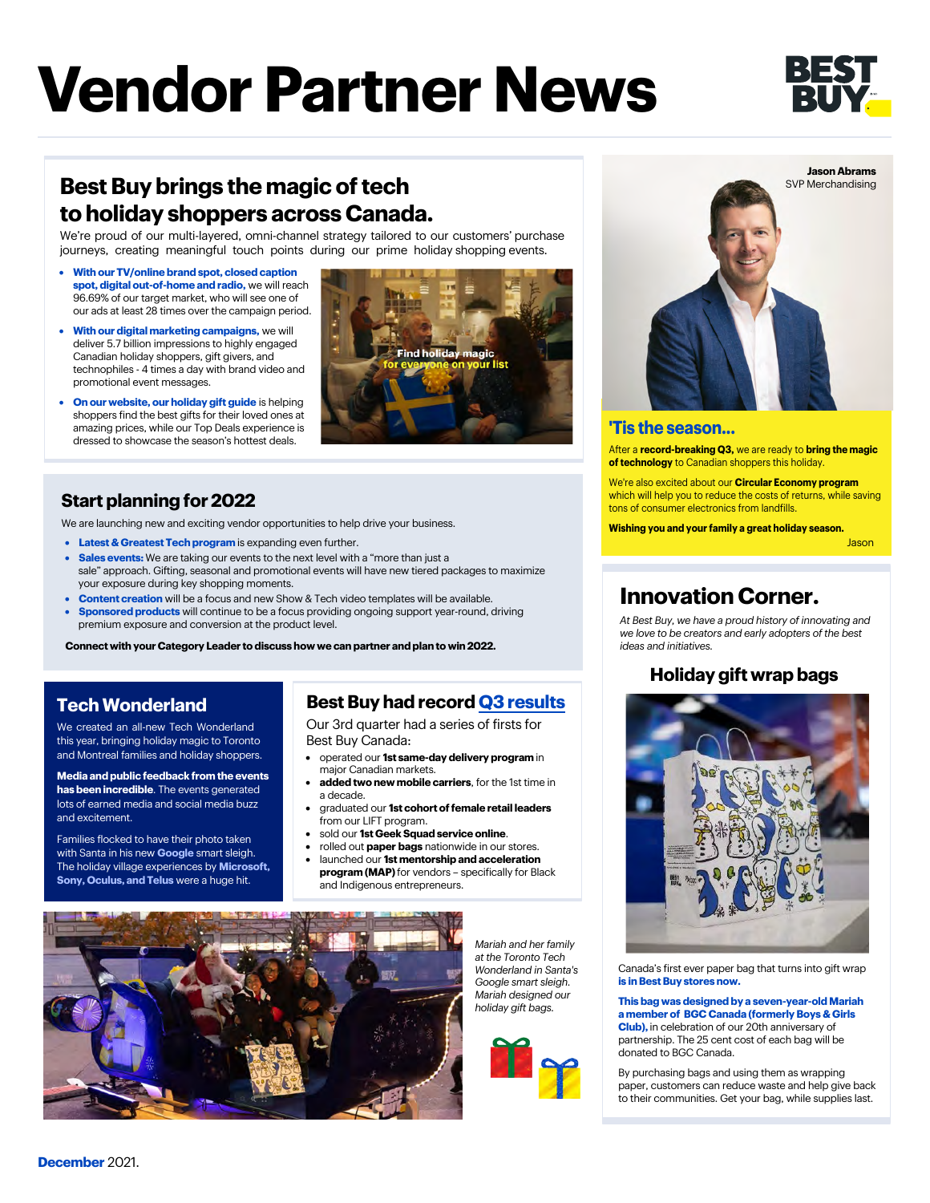# Vendor Partner News

## Best Buy brings the magic of tech to holiday shoppers across Canada.

We're proud of our multi-layered, omni-channel strategy tailored to our customers' purchase journeys, creating meaningful touch points during our prime holiday shopping events.

- **With our TV/online brand spot, closed caption spot, digital out-of-home and radio,** we will reach 96.69% of our target market, who will see one of our ads at least 28 times over the campaign period.
- **With our digital marketing campaigns,** we will deliver 5.7 billion impressions to highly engaged Canadian holiday shoppers, gift givers, and technophiles - 4 times a day with brand video and promotional event messages.
- **On our website, our holiday gift guide** is helping shoppers find the best gifts for their loved ones at amazing prices, while our Top Deals experience is dressed to showcase the season's hottest deals.

Find holiday magic for everyone on your list

**Jason Abrams**
SVP Merchandising

## 'Tis the season...

After a **record-breaking Q3,** we are ready to **bring the magic of technology** to Canadian shoppers this holiday.

We're also excited about our **Circular Economy program** which will help you to reduce the costs of returns, while saving tons of consumer electronics from landfills.

**Wishing you and your family a great holiday season.**

Jason

## Start planning for 2022

We are launching new and exciting vendor opportunities to help drive your business.

- **Latest & Greatest Tech program** is expanding even further.
- **Sales events:** We are taking our events to the next level with a "more than just a sale" approach. Gifting, seasonal and promotional events will have new tiered packages to maximize your exposure during key shopping moments.
- **Content creation** will be a focus and new Show & Tech video templates will be available.
- **Sponsored products** will continue to be a focus providing ongoing support year-round, driving premium exposure and conversion at the product level.

**Connect with your Category Leader to discuss how we can partner and plan to win 2022.**

## Tech Wonderland

We created an all-new Tech Wonderland this year, bringing holiday magic to Toronto and Montreal families and holiday shoppers.

**Media and public feedback from the events has been incredible**. The events generated lots of earned media and social media buzz and excitement.

Families flocked to have their photo taken with Santa in his new **Google** smart sleigh. The holiday village experiences by **Microsoft, Sony, Oculus, and Telus** were a huge hit.

## Best Buy had record Q3 results

Our 3rd quarter had a series of firsts for Best Buy Canada:

- operated our **1st same-day delivery program** in major Canadian markets.
- **added two new mobile carriers**, for the 1st time in a decade.
- graduated our **1st cohort of female retail leaders** from our LIFT program.
- sold our **1st Geek Squad service online**.
- rolled out **paper bags** nationwide in our stores.
- launched our **1st mentorship and acceleration program (MAP)** for vendors – specifically for Black and Indigenous entrepreneurs.

*Mariah and her family at the Toronto Tech Wonderland in Santa's Google smart sleigh. Mariah designed our holiday gift bags.*

## Innovation Corner.

*At Best Buy, we have a proud history of innovating and we love to be creators and early adopters of the best ideas and initiatives.*

### Holiday gift wrap bags

Canada's first ever paper bag that turns into gift wrap **is in Best Buy stores now.**

**This bag was designed by a seven-year-old Mariah a member of BGC Canada (formerly Boys & Girls Club),** in celebration of our 20th anniversary of partnership. The 25 cent cost of each bag will be donated to BGC Canada.

By purchasing bags and using them as wrapping paper, customers can reduce waste and help give back to their communities. Get your bag, while supplies last.

**December** 2021.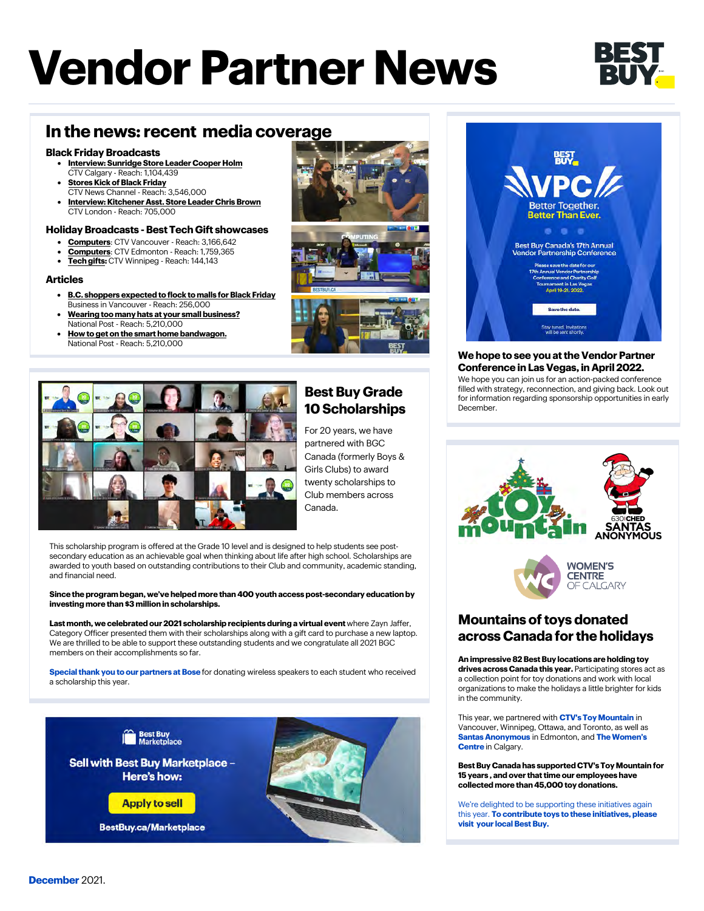# Vendor Partner News

## In the news: recent media coverage

### Black Friday Broadcasts

- **Interview: Sunridge Store Leader Cooper Holm**
  CTV Calgary - Reach: 1,104,439
- **Stores Kick of Black Friday**
  CTV News Channel - Reach: 3,546,000
- **Interview: Kitchener Asst. Store Leader Chris Brown**
  CTV London - Reach: 705,000

### Holiday Broadcasts - Best Tech Gift showcases

- **Computers**: CTV Vancouver - Reach: 3,166,642
- **Computers**: CTV Edmonton - Reach: 1,759,365
- **Tech gifts:** CTV Winnipeg - Reach: 144,143

### Articles

- **B.C. shoppers expected to flock to malls for Black Friday**
  Business in Vancouver - Reach: 256,000
- **Wearing too many hats at your small business?**
  National Post - Reach: 5,210,000
- **How to get on the smart home bandwagon.**
  National Post - Reach: 5,210,000

## Best Buy Grade 10 Scholarships

For 20 years, we have partnered with BGC Canada (formerly Boys & Girls Clubs) to award twenty scholarships to Club members across Canada.

This scholarship program is offered at the Grade 10 level and is designed to help students see post-secondary education as an achievable goal when thinking about life after high school. Scholarships are awarded to youth based on outstanding contributions to their Club and community, academic standing, and financial need.

**Since the program began, we've helped more than 400 youth access post-secondary education by investing more than $3 million in scholarships.**

**Last month, we celebrated our 2021 scholarship recipients during a virtual event** where Zayn Jaffer, Category Officer presented them with their scholarships along with a gift card to purchase a new laptop. We are thrilled to be able to support these outstanding students and we congratulate all 2021 BGC members on their accomplishments so far.

**Special thank you to our partners at Bose** for donating wireless speakers to each student who received a scholarship this year.

Best Buy Marketplace

Sell with Best Buy Marketplace – Here's how:

Apply to sell

BestBuy.ca/Marketplace

VPC

Better Together. Better Than Ever.

Best Buy Canada's 17th Annual Vendor Partnership Conference

Please save the date for our 17th Annual Vendor Partnership Conference and Charity Golf Tournament in Las Vegas April 19-21, 2022.

Save the date.

Stay tuned. Invitations will be sent shortly.

## We hope to see you at the Vendor Partner Conference in Las Vegas, in April 2022.

We hope you can join us for an action-packed conference filled with strategy, reconnection, and giving back. Look out for information regarding sponsorship opportunities in early December.

## Mountains of toys donated across Canada for the holidays

**An impressive 82 Best Buy locations are holding toy drives across Canada this year.** Participating stores act as a collection point for toy donations and work with local organizations to make the holidays a little brighter for kids in the community.

This year, we partnered with **CTV's Toy Mountain** in Vancouver, Winnipeg, Ottawa, and Toronto, as well as **Santas Anonymous** in Edmonton, and **The Women's Centre** in Calgary.

**Best Buy Canada has supported CTV's Toy Mountain for 15 years , and over that time our employees have collected more than 45,000 toy donations.**

We're delighted to be supporting these initiatives again this year. **To contribute toys to these initiatives, please visit your local Best Buy.**

**December** 2021.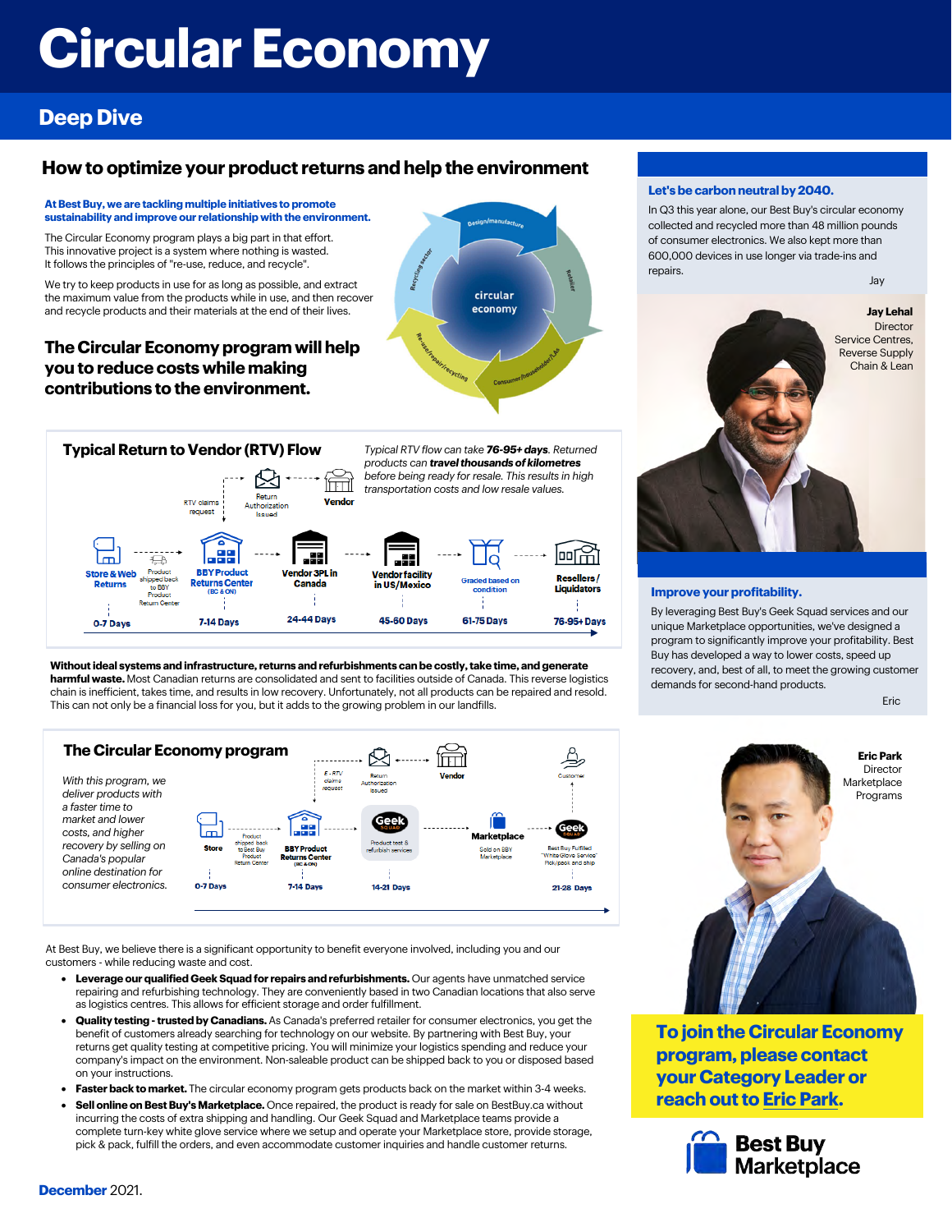# Circular Economy

## Deep Dive

### How to optimize your product returns and help the environment

**At Best Buy, we are tackling multiple initiatives to promote sustainability and improve our relationship with the environment.**

The Circular Economy program plays a big part in that effort. This innovative project is a system where nothing is wasted. It follows the principles of "re-use, reduce, and recycle".

We try to keep products in use for as long as possible, and extract the maximum value from the products while in use, and then recover and recycle products and their materials at the end of their lives.

circular economy
Design/manufacture
Retailer
Consumer/householder/LAs
Re-use/repair/recycling
Recycling sector

### The Circular Economy program will help you to reduce costs while making contributions to the environment.

### Typical Return to Vendor (RTV) Flow

*Typical RTV flow can take **76-95+ days**. Returned products can **travel thousands of kilometres** before being ready for resale. This results in high transportation costs and low resale values.*

RTV claims request
Return Authorization Issued
Vendor
Store & Web Returns
Product shipped back to BBY Product Return Center
BBY Product Returns Center (BC & ON)
Vendor 3PL in Canada
Vendor facility in US/Mexico
Graded based on condition
Resellers / Liquidators
0-7 Days
7-14 Days
24-44 Days
45-60 Days
61-75 Days
76-95+ Days

**Without ideal systems and infrastructure, returns and refurbishments can be costly, take time, and generate harmful waste.** Most Canadian returns are consolidated and sent to facilities outside of Canada. This reverse logistics chain is inefficient, takes time, and results in low recovery. Unfortunately, not all products can be repaired and resold. This can not only be a financial loss for you, but it adds to the growing problem in our landfills.

### The Circular Economy program

*With this program, we deliver products with a faster time to market and lower costs, and higher recovery by selling on Canada's popular online destination for consumer electronics.*

E - RTV claims request
Return Authorization Issued
Vendor
Customer
Store
Product shipped back to Best Buy Product Return Center
BBY Product Returns Center (BC & ON)
Geek Squad
Product test & refurbish services
Marketplace
Sold on BBY Marketplace
Geek Squad
Best Buy Fulfilled "White Glove Service" Pick/pack and ship
0-7 Days
7-14 Days
14-21 Days
21-28 Days

At Best Buy, we believe there is a significant opportunity to benefit everyone involved, including you and our customers - while reducing waste and cost.

- **Leverage our qualified Geek Squad for repairs and refurbishments.** Our agents have unmatched service repairing and refurbishing technology. They are conveniently based in two Canadian locations that also serve as logistics centres. This allows for efficient storage and order fulfillment.
- **Quality testing - trusted by Canadians.** As Canada's preferred retailer for consumer electronics, you get the benefit of customers already searching for technology on our website. By partnering with Best Buy, your returns get quality testing at competitive pricing. You will minimize your logistics spending and reduce your company's impact on the environment. Non-saleable product can be shipped back to you or disposed based on your instructions.
- **Faster back to market.** The circular economy program gets products back on the market within 3-4 weeks.
- **Sell online on Best Buy's Marketplace.** Once repaired, the product is ready for sale on BestBuy.ca without incurring the costs of extra shipping and handling. Our Geek Squad and Marketplace teams provide a complete turn-key white glove service where we setup and operate your Marketplace store, provide storage, pick & pack, fulfill the orders, and even accommodate customer inquiries and handle customer returns.

**December** 2021.

---

**Let's be carbon neutral by 2040.**

In Q3 this year alone, our Best Buy's circular economy collected and recycled more than 48 million pounds of consumer electronics. We also kept more than 600,000 devices in use longer via trade-ins and repairs.

Jay

**Jay Lehal**
Director
Service Centres,
Reverse Supply
Chain & Lean

**Improve your profitability.**

By leveraging Best Buy's Geek Squad services and our unique Marketplace opportunities, we've designed a program to significantly improve your profitability. Best Buy has developed a way to lower costs, speed up recovery, and, best of all, to meet the growing customer demands for second-hand products.

Eric

**Eric Park**
Director
Marketplace
Programs

**To join the Circular Economy program, please contact your Category Leader or reach out to Eric Park.**

Best Buy Marketplace